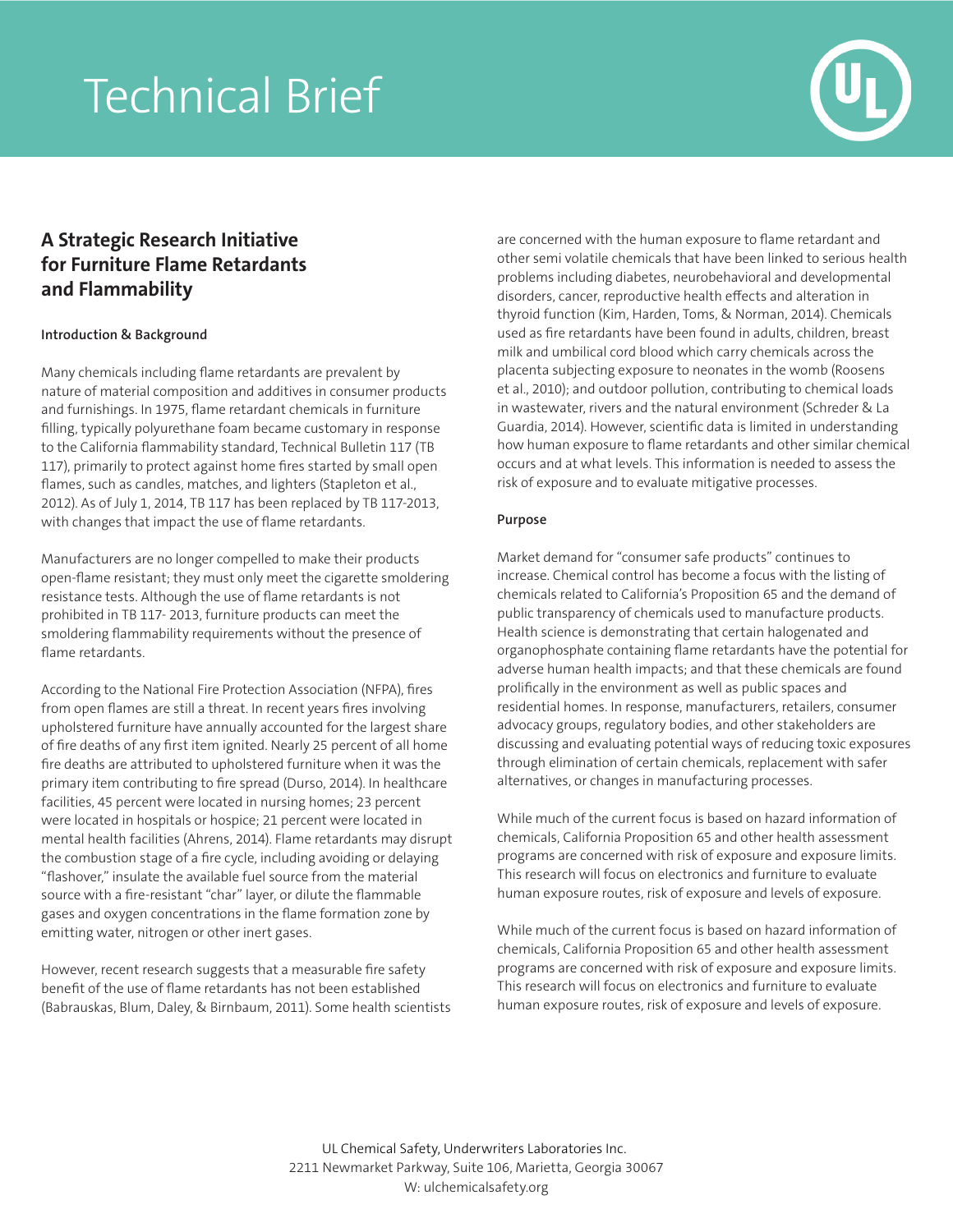# Technical Brief

## A Strategic Research Initiative for Furniture Flame Retardants and Flammability

### Introduction & Background

Many chemicals including flame retardants are prevalent by nature of material composition and additives in consumer products and furnishings. In 1975, flame retardant chemicals in furniture filling, typically polyurethane foam became customary in response to the California flammability standard, Technical Bulletin 117 (TB 117), primarily to protect against home fires started by small open flames, such as candles, matches, and lighters (Stapleton et al., 2012). As of July 1, 2014, TB 117 has been replaced by TB 117-2013, with changes that impact the use of flame retardants.

Manufacturers are no longer compelled to make their products open-flame resistant; they must only meet the cigarette smoldering resistance tests. Although the use of flame retardants is not prohibited in TB 117- 2013, furniture products can meet the smoldering flammability requirements without the presence of flame retardants.

According to the National Fire Protection Association (NFPA), fires from open flames are still a threat. In recent years fires involving upholstered furniture have annually accounted for the largest share of fire deaths of any first item ignited. Nearly 25 percent of all home fire deaths are attributed to upholstered furniture when it was the primary item contributing to fire spread (Durso, 2014). In healthcare facilities, 45 percent were located in nursing homes; 23 percent were located in hospitals or hospice; 21 percent were located in mental health facilities (Ahrens, 2014). Flame retardants may disrupt the combustion stage of a fire cycle, including avoiding or delaying "flashover," insulate the available fuel source from the material source with a fire-resistant "char" layer, or dilute the flammable gases and oxygen concentrations in the flame formation zone by emitting water, nitrogen or other inert gases.

However, recent research suggests that a measurable fire safety benefit of the use of flame retardants has not been established (Babrauskas, Blum, Daley, & Birnbaum, 2011). Some health scientists are concerned with the human exposure to flame retardant and other semi volatile chemicals that have been linked to serious health problems including diabetes, neurobehavioral and developmental disorders, cancer, reproductive health effects and alteration in thyroid function (Kim, Harden, Toms, & Norman, 2014). Chemicals used as fire retardants have been found in adults, children, breast milk and umbilical cord blood which carry chemicals across the placenta subjecting exposure to neonates in the womb (Roosens et al., 2010); and outdoor pollution, contributing to chemical loads in wastewater, rivers and the natural environment (Schreder & La Guardia, 2014). However, scientific data is limited in understanding how human exposure to flame retardants and other similar chemical occurs and at what levels. This information is needed to assess the risk of exposure and to evaluate mitigative processes.

### Purpose

Market demand for "consumer safe products" continues to increase. Chemical control has become a focus with the listing of chemicals related to California's Proposition 65 and the demand of public transparency of chemicals used to manufacture products. Health science is demonstrating that certain halogenated and organophosphate containing flame retardants have the potential for adverse human health impacts; and that these chemicals are found prolifically in the environment as well as public spaces and residential homes. In response, manufacturers, retailers, consumer advocacy groups, regulatory bodies, and other stakeholders are discussing and evaluating potential ways of reducing toxic exposures through elimination of certain chemicals, replacement with safer alternatives, or changes in manufacturing processes.

While much of the current focus is based on hazard information of chemicals, California Proposition 65 and other health assessment programs are concerned with risk of exposure and exposure limits. This research will focus on electronics and furniture to evaluate human exposure routes, risk of exposure and levels of exposure.

While much of the current focus is based on hazard information of chemicals, California Proposition 65 and other health assessment programs are concerned with risk of exposure and exposure limits. This research will focus on electronics and furniture to evaluate human exposure routes, risk of exposure and levels of exposure.

UL Chemical Safety, Underwriters Laboratories Inc.
2211 Newmarket Parkway, Suite 106, Marietta, Georgia 30067
W: ulchemicalsafety.org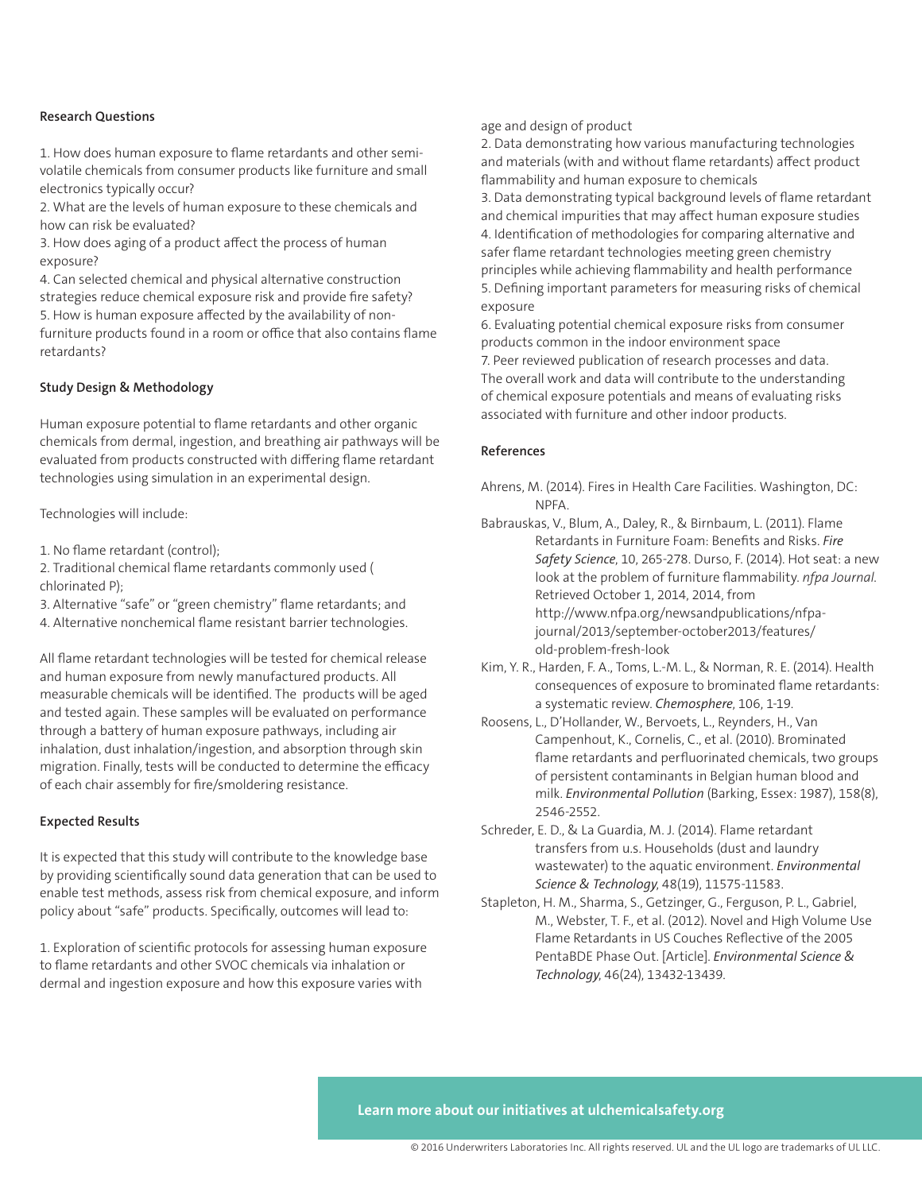## Research Questions

1. How does human exposure to flame retardants and other semi-volatile chemicals from consumer products like furniture and small electronics typically occur?
2. What are the levels of human exposure to these chemicals and how can risk be evaluated?
3. How does aging of a product affect the process of human exposure?
4. Can selected chemical and physical alternative construction strategies reduce chemical exposure risk and provide fire safety?
5. How is human exposure affected by the availability of non-furniture products found in a room or office that also contains flame retardants?

## Study Design & Methodology

Human exposure potential to flame retardants and other organic chemicals from dermal, ingestion, and breathing air pathways will be evaluated from products constructed with differing flame retardant technologies using simulation in an experimental design.

Technologies will include:

1. No flame retardant (control);
2. Traditional chemical flame retardants commonly used ( chlorinated P);
3. Alternative "safe" or "green chemistry" flame retardants; and
4. Alternative nonchemical flame resistant barrier technologies.

All flame retardant technologies will be tested for chemical release and human exposure from newly manufactured products. All measurable chemicals will be identified. The products will be aged and tested again. These samples will be evaluated on performance through a battery of human exposure pathways, including air inhalation, dust inhalation/ingestion, and absorption through skin migration. Finally, tests will be conducted to determine the efficacy of each chair assembly for fire/smoldering resistance.

## Expected Results

It is expected that this study will contribute to the knowledge base by providing scientifically sound data generation that can be used to enable test methods, assess risk from chemical exposure, and inform policy about "safe" products. Specifically, outcomes will lead to:

1. Exploration of scientific protocols for assessing human exposure to flame retardants and other SVOC chemicals via inhalation or dermal and ingestion exposure and how this exposure varies with age and design of product
2. Data demonstrating how various manufacturing technologies and materials (with and without flame retardants) affect product flammability and human exposure to chemicals
3. Data demonstrating typical background levels of flame retardant and chemical impurities that may affect human exposure studies
4. Identification of methodologies for comparing alternative and safer flame retardant technologies meeting green chemistry principles while achieving flammability and health performance
5. Defining important parameters for measuring risks of chemical exposure
6. Evaluating potential chemical exposure risks from consumer products common in the indoor environment space
7. Peer reviewed publication of research processes and data.

The overall work and data will contribute to the understanding of chemical exposure potentials and means of evaluating risks associated with furniture and other indoor products.

## References

Ahrens, M. (2014). Fires in Health Care Facilities. Washington, DC: NPFA.

Babrauskas, V., Blum, A., Daley, R., & Birnbaum, L. (2011). Flame Retardants in Furniture Foam: Benefits and Risks. *Fire Safety Science*, 10, 265-278. Durso, F. (2014). Hot seat: a new look at the problem of furniture flammability. *nfpa Journal*. Retrieved October 1, 2014, 2014, from http://www.nfpa.org/newsandpublications/nfpa-journal/2013/september-october2013/features/old-problem-fresh-look

Kim, Y. R., Harden, F. A., Toms, L.-M. L., & Norman, R. E. (2014). Health consequences of exposure to brominated flame retardants: a systematic review. *Chemosphere*, 106, 1-19.

Roosens, L., D'Hollander, W., Bervoets, L., Reynders, H., Van Campenhout, K., Cornelis, C., et al. (2010). Brominated flame retardants and perfluorinated chemicals, two groups of persistent contaminants in Belgian human blood and milk. *Environmental Pollution* (Barking, Essex: 1987), 158(8), 2546-2552.

Schreder, E. D., & La Guardia, M. J. (2014). Flame retardant transfers from u.s. Households (dust and laundry wastewater) to the aquatic environment. *Environmental Science & Technology*, 48(19), 11575-11583.

Stapleton, H. M., Sharma, S., Getzinger, G., Ferguson, P. L., Gabriel, M., Webster, T. F., et al. (2012). Novel and High Volume Use Flame Retardants in US Couches Reflective of the 2005 PentaBDE Phase Out. [Article]. *Environmental Science & Technology*, 46(24), 13432-13439.

**Learn more about our initiatives at ulchemicalsafety.org**

© 2016 Underwriters Laboratories Inc. All rights reserved. UL and the UL logo are trademarks of UL LLC.